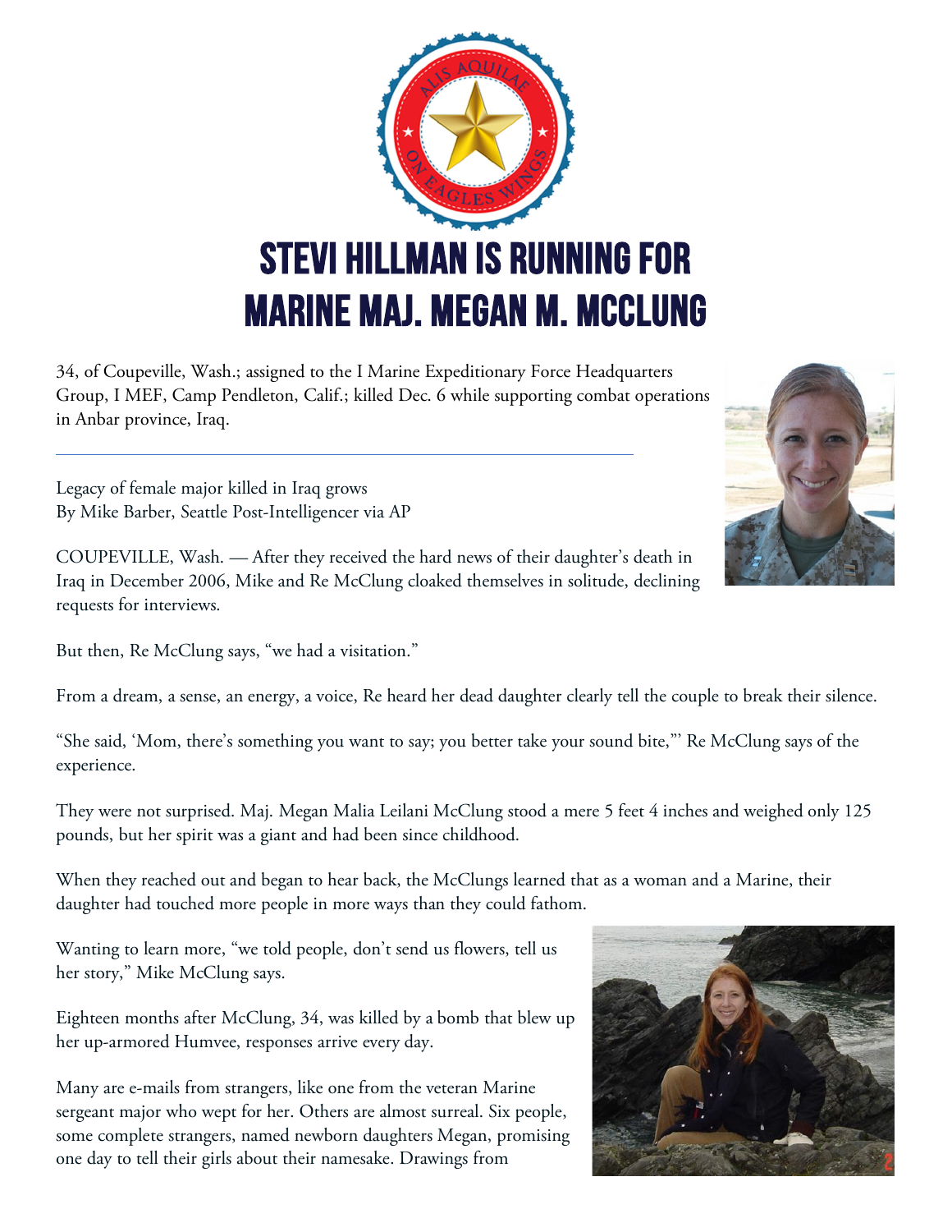# STEVI HILLMAN IS RUNNING FOR MARINE MAJ. MEGAN M. MCCLUNG

34, of Coupeville, Wash.; assigned to the I Marine Expeditionary Force Headquarters Group, I MEF, Camp Pendleton, Calif.; killed Dec. 6 while supporting combat operations in Anbar province, Iraq.

---

Legacy of female major killed in Iraq grows
By Mike Barber, Seattle Post-Intelligencer via AP

COUPEVILLE, Wash. — After they received the hard news of their daughter's death in Iraq in December 2006, Mike and Re McClung cloaked themselves in solitude, declining requests for interviews.

But then, Re McClung says, "we had a visitation."

From a dream, a sense, an energy, a voice, Re heard her dead daughter clearly tell the couple to break their silence.

"She said, 'Mom, there's something you want to say; you better take your sound bite,"' Re McClung says of the experience.

They were not surprised. Maj. Megan Malia Leilani McClung stood a mere 5 feet 4 inches and weighed only 125 pounds, but her spirit was a giant and had been since childhood.

When they reached out and began to hear back, the McClungs learned that as a woman and a Marine, their daughter had touched more people in more ways than they could fathom.

Wanting to learn more, "we told people, don't send us flowers, tell us her story," Mike McClung says.

Eighteen months after McClung, 34, was killed by a bomb that blew up her up-armored Humvee, responses arrive every day.

Many are e-mails from strangers, like one from the veteran Marine sergeant major who wept for her. Others are almost surreal. Six people, some complete strangers, named newborn daughters Megan, promising one day to tell their girls about their namesake. Drawings from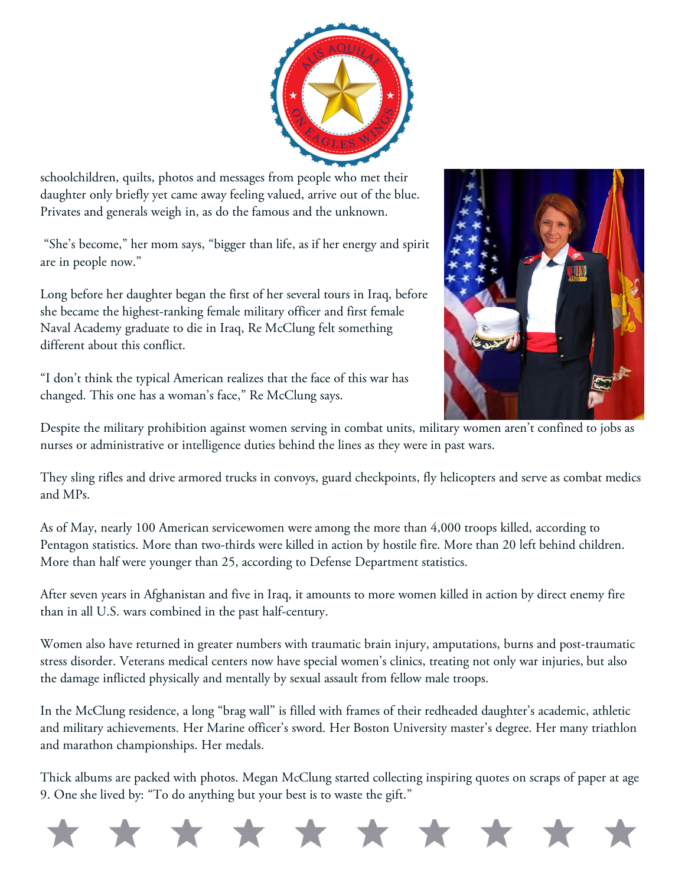schoolchildren, quilts, photos and messages from people who met their daughter only briefly yet came away feeling valued, arrive out of the blue. Privates and generals weigh in, as do the famous and the unknown.

"She's become," her mom says, "bigger than life, as if her energy and spirit are in people now."

Long before her daughter began the first of her several tours in Iraq, before she became the highest-ranking female military officer and first female Naval Academy graduate to die in Iraq, Re McClung felt something different about this conflict.

"I don't think the typical American realizes that the face of this war has changed. This one has a woman's face," Re McClung says.

Despite the military prohibition against women serving in combat units, military women aren't confined to jobs as nurses or administrative or intelligence duties behind the lines as they were in past wars.

They sling rifles and drive armored trucks in convoys, guard checkpoints, fly helicopters and serve as combat medics and MPs.

As of May, nearly 100 American servicewomen were among the more than 4,000 troops killed, according to Pentagon statistics. More than two-thirds were killed in action by hostile fire. More than 20 left behind children. More than half were younger than 25, according to Defense Department statistics.

After seven years in Afghanistan and five in Iraq, it amounts to more women killed in action by direct enemy fire than in all U.S. wars combined in the past half-century.

Women also have returned in greater numbers with traumatic brain injury, amputations, burns and post-traumatic stress disorder. Veterans medical centers now have special women's clinics, treating not only war injuries, but also the damage inflicted physically and mentally by sexual assault from fellow male troops.

In the McClung residence, a long "brag wall" is filled with frames of their redheaded daughter's academic, athletic and military achievements. Her Marine officer's sword. Her Boston University master's degree. Her many triathlon and marathon championships. Her medals.

Thick albums are packed with photos. Megan McClung started collecting inspiring quotes on scraps of paper at age 9. One she lived by: "To do anything but your best is to waste the gift."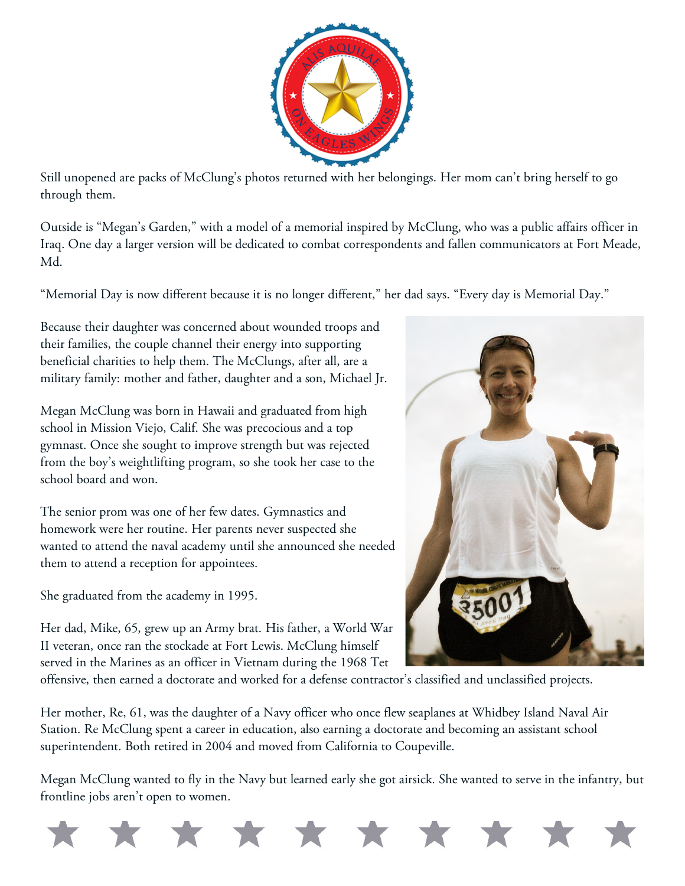Still unopened are packs of McClung's photos returned with her belongings. Her mom can't bring herself to go through them.

Outside is "Megan's Garden," with a model of a memorial inspired by McClung, who was a public affairs officer in Iraq. One day a larger version will be dedicated to combat correspondents and fallen communicators at Fort Meade, Md.

"Memorial Day is now different because it is no longer different," her dad says. "Every day is Memorial Day."

Because their daughter was concerned about wounded troops and their families, the couple channel their energy into supporting beneficial charities to help them. The McClungs, after all, are a military family: mother and father, daughter and a son, Michael Jr.

Megan McClung was born in Hawaii and graduated from high school in Mission Viejo, Calif. She was precocious and a top gymnast. Once she sought to improve strength but was rejected from the boy's weightlifting program, so she took her case to the school board and won.

The senior prom was one of her few dates. Gymnastics and homework were her routine. Her parents never suspected she wanted to attend the naval academy until she announced she needed them to attend a reception for appointees.

She graduated from the academy in 1995.

Her dad, Mike, 65, grew up an Army brat. His father, a World War II veteran, once ran the stockade at Fort Lewis. McClung himself served in the Marines as an officer in Vietnam during the 1968 Tet offensive, then earned a doctorate and worked for a defense contractor's classified and unclassified projects.

Her mother, Re, 61, was the daughter of a Navy officer who once flew seaplanes at Whidbey Island Naval Air Station. Re McClung spent a career in education, also earning a doctorate and becoming an assistant school superintendent. Both retired in 2004 and moved from California to Coupeville.

Megan McClung wanted to fly in the Navy but learned early she got airsick. She wanted to serve in the infantry, but frontline jobs aren't open to women.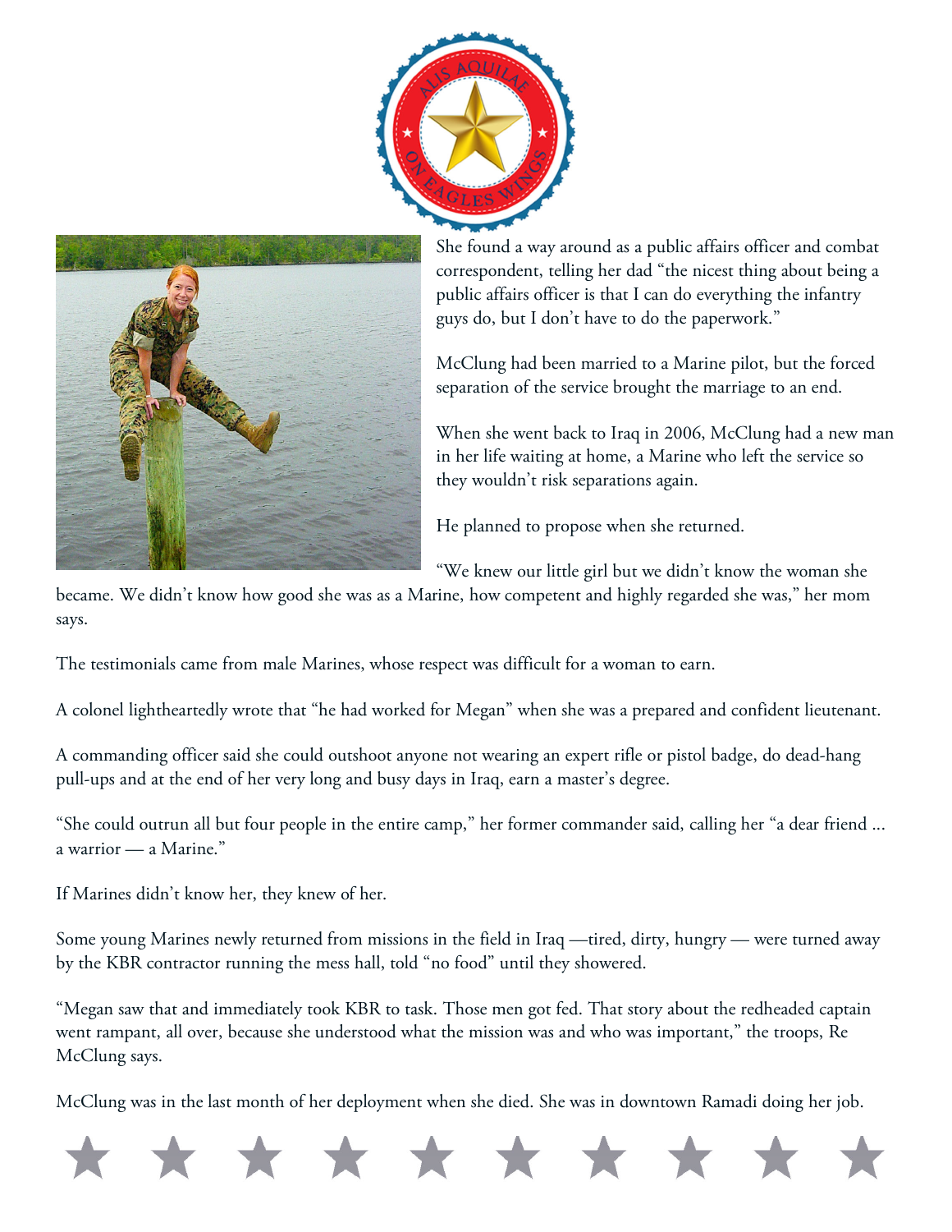She found a way around as a public affairs officer and combat correspondent, telling her dad "the nicest thing about being a public affairs officer is that I can do everything the infantry guys do, but I don't have to do the paperwork."

McClung had been married to a Marine pilot, but the forced separation of the service brought the marriage to an end.

When she went back to Iraq in 2006, McClung had a new man in her life waiting at home, a Marine who left the service so they wouldn't risk separations again.

He planned to propose when she returned.

"We knew our little girl but we didn't know the woman she became. We didn't know how good she was as a Marine, how competent and highly regarded she was," her mom says.

The testimonials came from male Marines, whose respect was difficult for a woman to earn.

A colonel lightheartedly wrote that "he had worked for Megan" when she was a prepared and confident lieutenant.

A commanding officer said she could outshoot anyone not wearing an expert rifle or pistol badge, do dead-hang pull-ups and at the end of her very long and busy days in Iraq, earn a master's degree.

"She could outrun all but four people in the entire camp," her former commander said, calling her "a dear friend ... a warrior — a Marine."

If Marines didn't know her, they knew of her.

Some young Marines newly returned from missions in the field in Iraq —tired, dirty, hungry — were turned away by the KBR contractor running the mess hall, told "no food" until they showered.

"Megan saw that and immediately took KBR to task. Those men got fed. That story about the redheaded captain went rampant, all over, because she understood what the mission was and who was important," the troops, Re McClung says.

McClung was in the last month of her deployment when she died. She was in downtown Ramadi doing her job.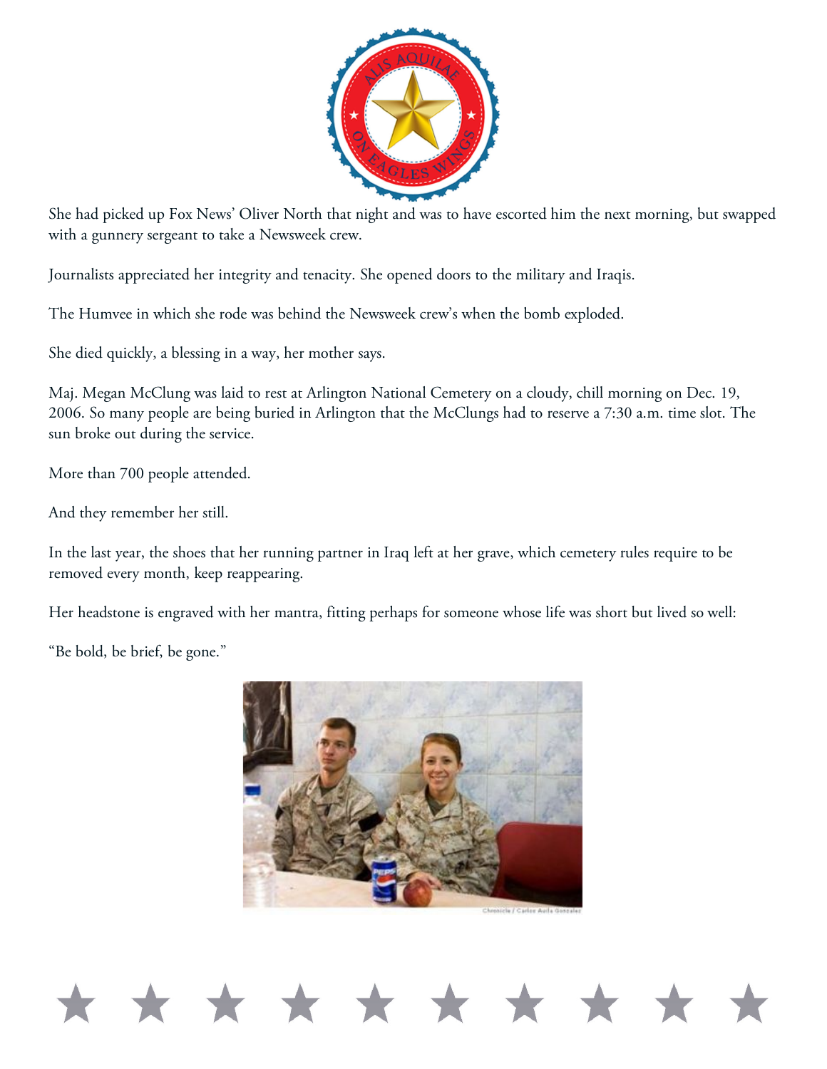She had picked up Fox News' Oliver North that night and was to have escorted him the next morning, but swapped with a gunnery sergeant to take a Newsweek crew.

Journalists appreciated her integrity and tenacity. She opened doors to the military and Iraqis.

The Humvee in which she rode was behind the Newsweek crew's when the bomb exploded.

She died quickly, a blessing in a way, her mother says.

Maj. Megan McClung was laid to rest at Arlington National Cemetery on a cloudy, chill morning on Dec. 19, 2006. So many people are being buried in Arlington that the McClungs had to reserve a 7:30 a.m. time slot. The sun broke out during the service.

More than 700 people attended.

And they remember her still.

In the last year, the shoes that her running partner in Iraq left at her grave, which cemetery rules require to be removed every month, keep reappearing.

Her headstone is engraved with her mantra, fitting perhaps for someone whose life was short but lived so well:

"Be bold, be brief, be gone."

Chronicle / Carlos Avila Gonzalez